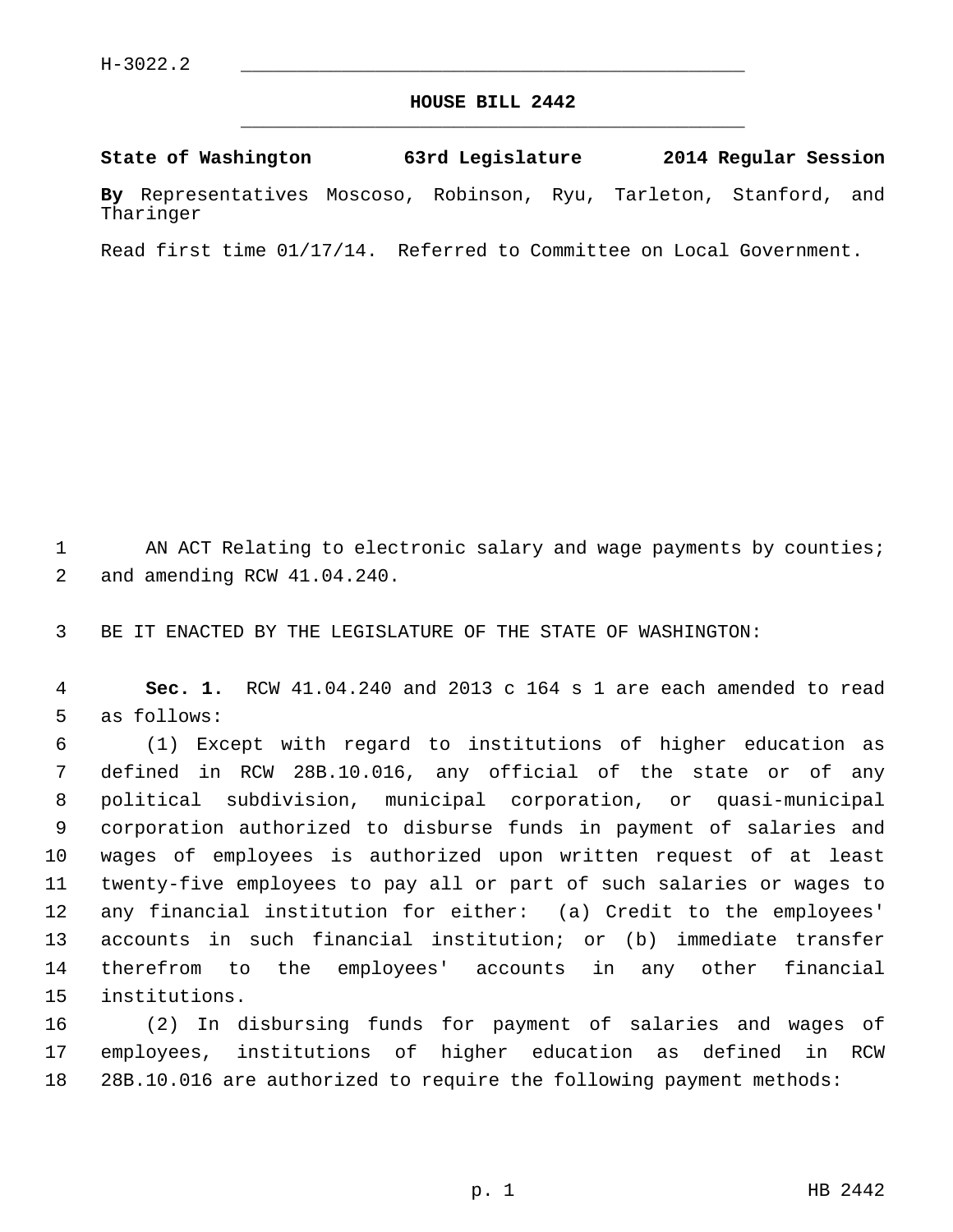H-3022.2

# HOUSE BILL 2442

**State of Washington 63rd Legislature 2014 Regular Session**

**By** Representatives Moscoso, Robinson, Ryu, Tarleton, Stanford, and Tharinger

Read first time 01/17/14. Referred to Committee on Local Government.

AN ACT Relating to electronic salary and wage payments by counties; and amending RCW 41.04.240.

BE IT ENACTED BY THE LEGISLATURE OF THE STATE OF WASHINGTON:

**Sec. 1.** RCW 41.04.240 and 2013 c 164 s 1 are each amended to read as follows:

(1) Except with regard to institutions of higher education as defined in RCW 28B.10.016, any official of the state or of any political subdivision, municipal corporation, or quasi-municipal corporation authorized to disburse funds in payment of salaries and wages of employees is authorized upon written request of at least twenty-five employees to pay all or part of such salaries or wages to any financial institution for either: (a) Credit to the employees' accounts in such financial institution; or (b) immediate transfer therefrom to the employees' accounts in any other financial institutions.

(2) In disbursing funds for payment of salaries and wages of employees, institutions of higher education as defined in RCW 28B.10.016 are authorized to require the following payment methods: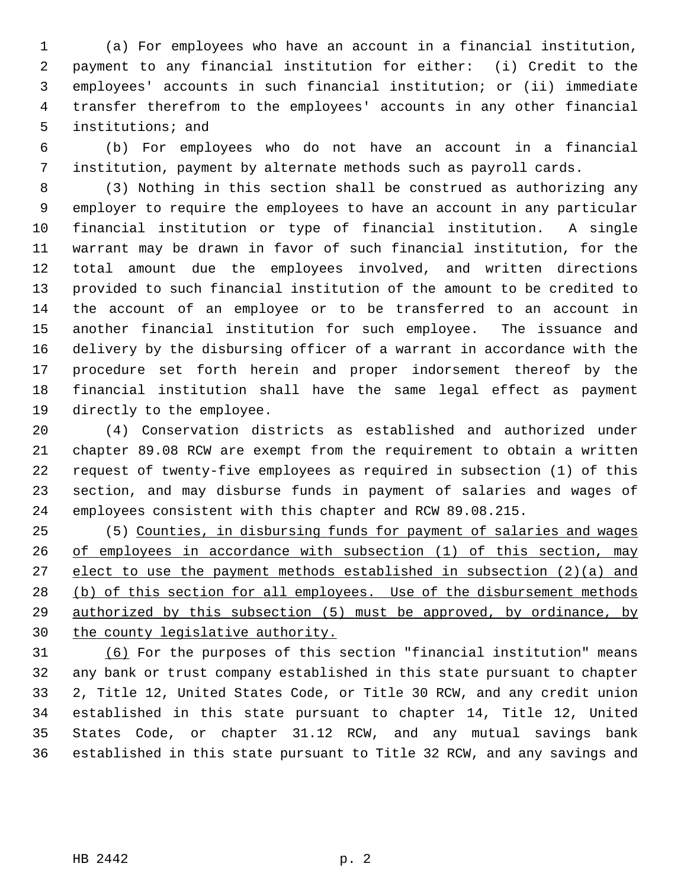(a) For employees who have an account in a financial institution, payment to any financial institution for either: (i) Credit to the employees' accounts in such financial institution; or (ii) immediate transfer therefrom to the employees' accounts in any other financial institutions; and

(b) For employees who do not have an account in a financial institution, payment by alternate methods such as payroll cards.

(3) Nothing in this section shall be construed as authorizing any employer to require the employees to have an account in any particular financial institution or type of financial institution. A single warrant may be drawn in favor of such financial institution, for the total amount due the employees involved, and written directions provided to such financial institution of the amount to be credited to the account of an employee or to be transferred to an account in another financial institution for such employee. The issuance and delivery by the disbursing officer of a warrant in accordance with the procedure set forth herein and proper indorsement thereof by the financial institution shall have the same legal effect as payment directly to the employee.

(4) Conservation districts as established and authorized under chapter 89.08 RCW are exempt from the requirement to obtain a written request of twenty-five employees as required in subsection (1) of this section, and may disburse funds in payment of salaries and wages of employees consistent with this chapter and RCW 89.08.215.

(5) <u>Counties, in disbursing funds for payment of salaries and wages of employees in accordance with subsection (1) of this section, may elect to use the payment methods established in subsection (2)(a) and (b) of this section for all employees. Use of the disbursement methods authorized by this subsection (5) must be approved, by ordinance, by the county legislative authority.</u>

<u>(6)</u> For the purposes of this section "financial institution" means any bank or trust company established in this state pursuant to chapter 2, Title 12, United States Code, or Title 30 RCW, and any credit union established in this state pursuant to chapter 14, Title 12, United States Code, or chapter 31.12 RCW, and any mutual savings bank established in this state pursuant to Title 32 RCW, and any savings and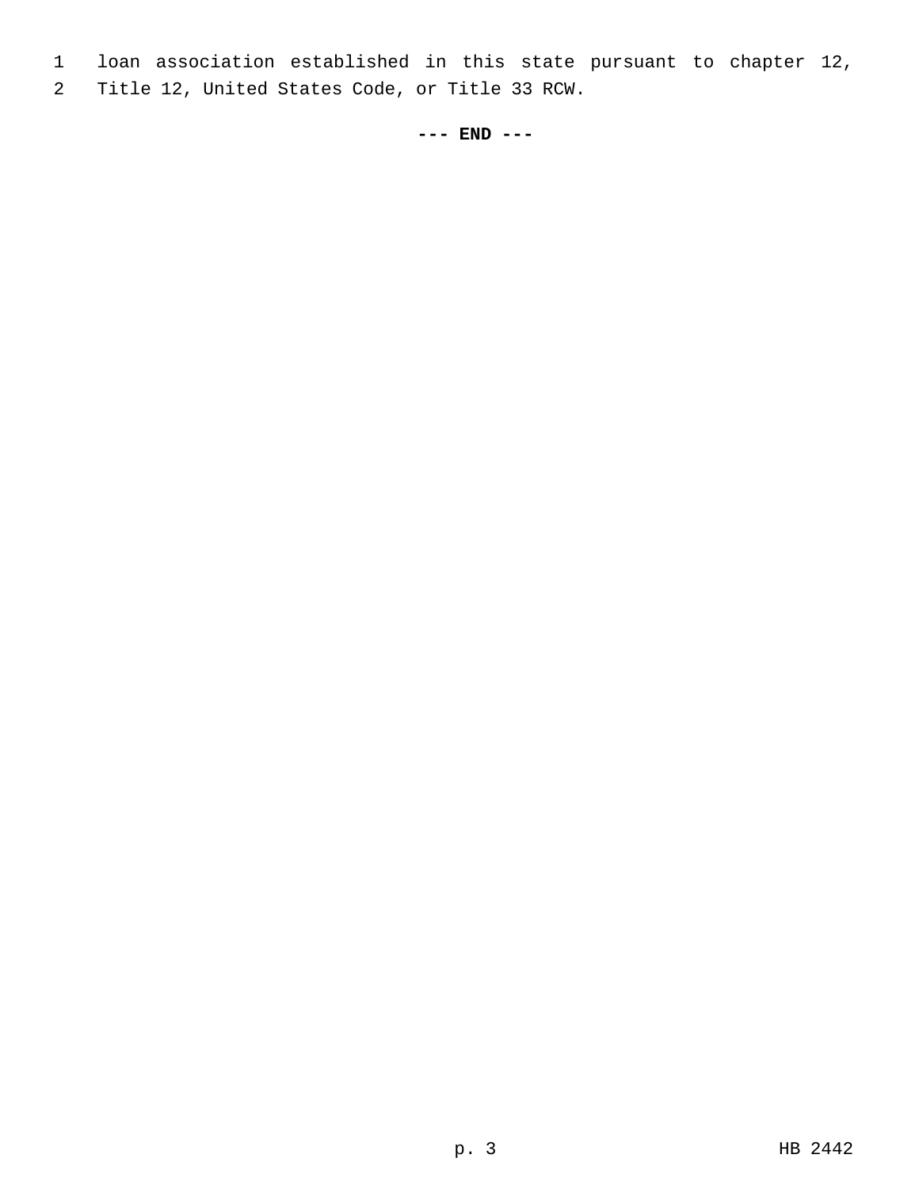loan association established in this state pursuant to chapter 12, Title 12, United States Code, or Title 33 RCW.

**--- END ---**